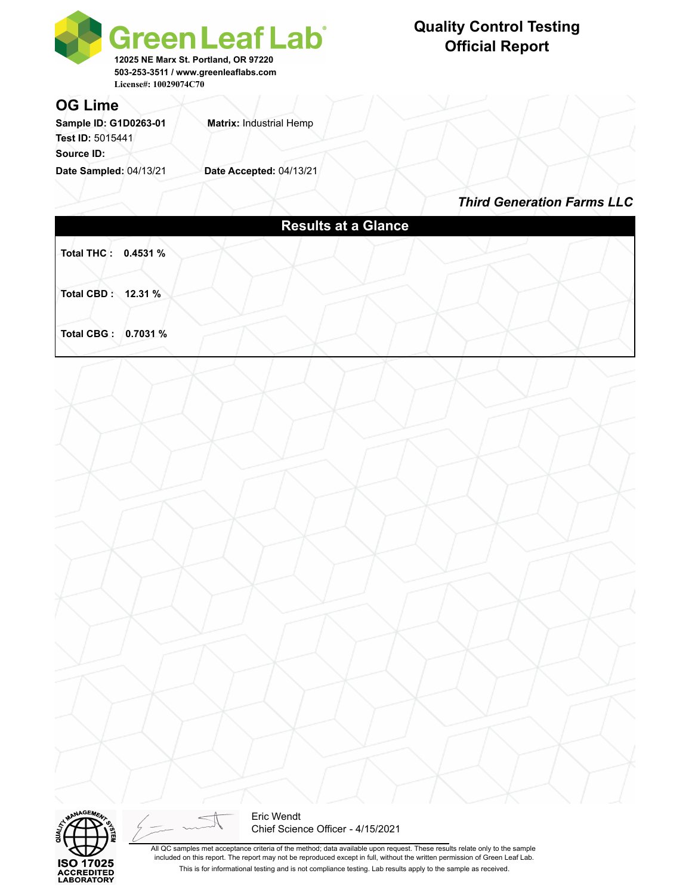**Green Leaf Lab**

12025 NE Marx St. Portland, OR 97220
503-253-3511 / www.greenleaflabs.com
License#: 10029074C70

# Quality Control Testing Official Report

## OG Lime

**Sample ID: G1D0263-01**
**Matrix:** Industrial Hemp
**Test ID:** 5015441
**Source ID:**
**Date Sampled:** 04/13/21
**Date Accepted:** 04/13/21

***Third Generation Farms LLC***

### Results at a Glance

**Total THC : 0.4531 %**

**Total CBD : 12.31 %**

**Total CBG : 0.7031 %**

ISO 17025 ACCREDITED LABORATORY

Eric Wendt
Chief Science Officer - 4/15/2021

All QC samples met acceptance criteria of the method; data available upon request. These results relate only to the sample included on this report. The report may not be reproduced except in full, without the written permission of Green Leaf Lab.

This is for informational testing and is not compliance testing. Lab results apply to the sample as received.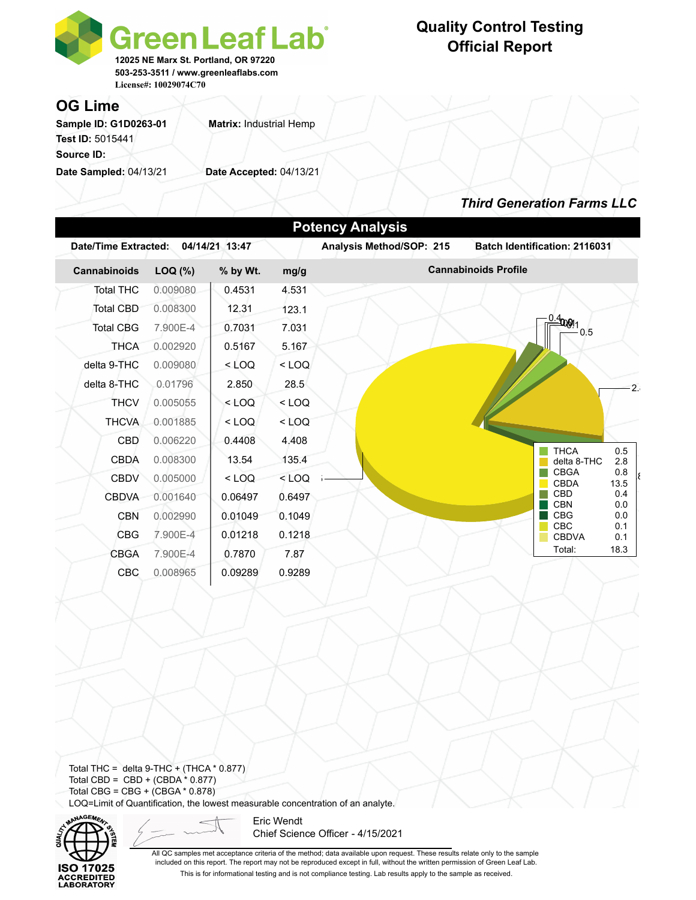# Green Leaf Lab

12025 NE Marx St. Portland, OR 97220
503-253-3511 / www.greenleaflabs.com
License#: 10029074C70

## Quality Control Testing Official Report

## OG Lime

**Sample ID:** G1D0263-01
**Matrix:** Industrial Hemp
**Test ID:** 5015441
**Source ID:**
**Date Sampled:** 04/13/21
**Date Accepted:** 04/13/21

***Third Generation Farms LLC***

## Potency Analysis

**Date/Time Extracted:** 04/14/21 13:47
**Analysis Method/SOP:** 215
**Batch Identification:** 2116031

| Cannabinoids | LOQ (%) | % by Wt. | mg/g |
|---|---|---|---|
| Total THC | 0.009080 | 0.4531 | 4.531 |
| Total CBD | 0.008300 | 12.31 | 123.1 |
| Total CBG | 7.900E-4 | 0.7031 | 7.031 |
| THCA | 0.002920 | 0.5167 | 5.167 |
| delta 9-THC | 0.009080 | < LOQ | < LOQ |
| delta 8-THC | 0.01796 | 2.850 | 28.5 |
| THCV | 0.005055 | < LOQ | < LOQ |
| THCVA | 0.001885 | < LOQ | < LOQ |
| CBD | 0.006220 | 0.4408 | 4.408 |
| CBDA | 0.008300 | 13.54 | 135.4 |
| CBDV | 0.005000 | < LOQ | < LOQ |
| CBDVA | 0.001640 | 0.06497 | 0.6497 |
| CBN | 0.002990 | 0.01049 | 0.1049 |
| CBG | 7.900E-4 | 0.01218 | 0.1218 |
| CBGA | 7.900E-4 | 0.7870 | 7.87 |
| CBC | 0.008965 | 0.09289 | 0.9289 |

**Cannabinoids Profile**

| Cannabinoid | Value |
|---|---|
| THCA | 0.5 |
| delta 8-THC | 2.8 |
| CBGA | 0.8 |
| CBDA | 13.5 |
| CBD | 0.4 |
| CBN | 0.0 |
| CBG | 0.0 |
| CBC | 0.1 |
| CBDVA | 0.1 |
| Total: | 18.3 |

Total THC = delta 9-THC + (THCA * 0.877)
Total CBD = CBD + (CBDA * 0.877)
Total CBG = CBG + (CBGA * 0.878)
LOQ=Limit of Quantification, the lowest measurable concentration of an analyte.

ISO 17025 ACCREDITED LABORATORY

Eric Wendt
Chief Science Officer - 4/15/2021

All QC samples met acceptance criteria of the method; data available upon request. These results relate only to the sample included on this report. The report may not be reproduced except in full, without the written permission of Green Leaf Lab.
This is for informational testing and is not compliance testing. Lab results apply to the sample as received.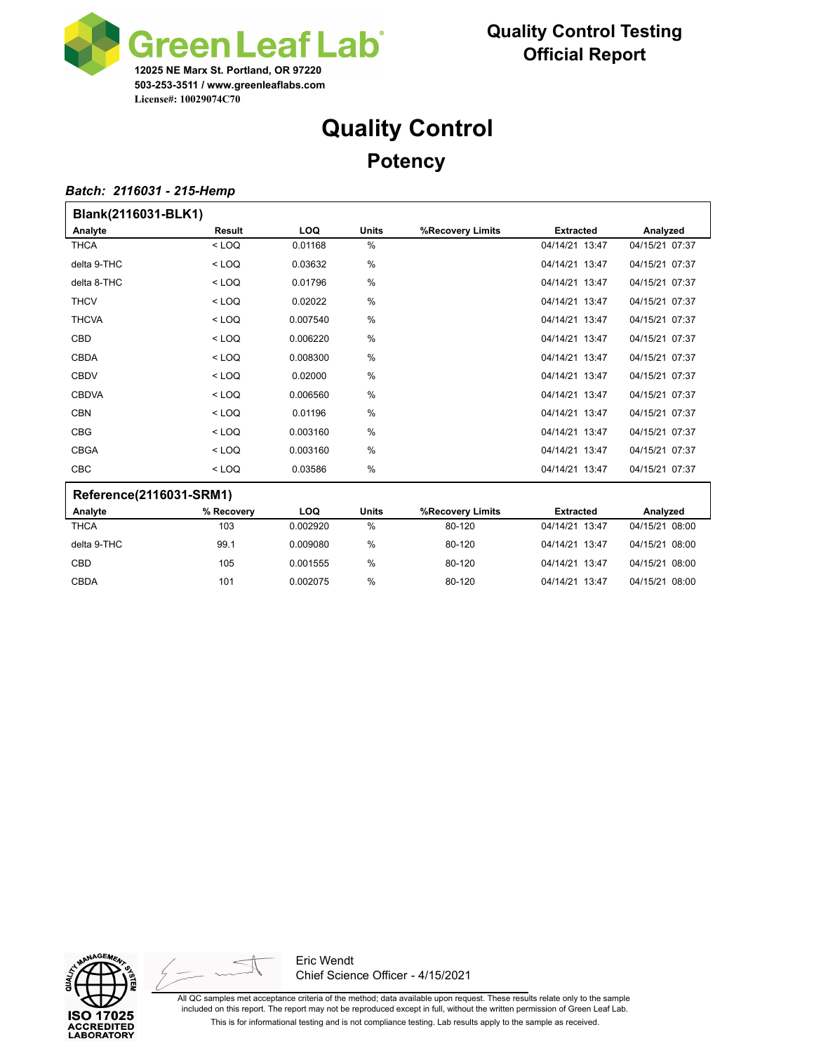Green Leaf Lab

12025 NE Marx St. Portland, OR 97220
503-253-3511 / www.greenleaflabs.com
License#: 10029074C70

**Quality Control Testing**
**Official Report**

# Quality Control

## Potency

***Batch: 2116031 - 215-Hemp***

**Blank(2116031-BLK1)**

| Analyte | Result | LOQ | Units | %Recovery Limits | Extracted | Analyzed |
|---|---|---|---|---|---|---|
| THCA | < LOQ | 0.01168 | % | | 04/14/21 13:47 | 04/15/21 07:37 |
| delta 9-THC | < LOQ | 0.03632 | % | | 04/14/21 13:47 | 04/15/21 07:37 |
| delta 8-THC | < LOQ | 0.01796 | % | | 04/14/21 13:47 | 04/15/21 07:37 |
| THCV | < LOQ | 0.02022 | % | | 04/14/21 13:47 | 04/15/21 07:37 |
| THCVA | < LOQ | 0.007540 | % | | 04/14/21 13:47 | 04/15/21 07:37 |
| CBD | < LOQ | 0.006220 | % | | 04/14/21 13:47 | 04/15/21 07:37 |
| CBDA | < LOQ | 0.008300 | % | | 04/14/21 13:47 | 04/15/21 07:37 |
| CBDV | < LOQ | 0.02000 | % | | 04/14/21 13:47 | 04/15/21 07:37 |
| CBDVA | < LOQ | 0.006560 | % | | 04/14/21 13:47 | 04/15/21 07:37 |
| CBN | < LOQ | 0.01196 | % | | 04/14/21 13:47 | 04/15/21 07:37 |
| CBG | < LOQ | 0.003160 | % | | 04/14/21 13:47 | 04/15/21 07:37 |
| CBGA | < LOQ | 0.003160 | % | | 04/14/21 13:47 | 04/15/21 07:37 |
| CBC | < LOQ | 0.03586 | % | | 04/14/21 13:47 | 04/15/21 07:37 |

**Reference(2116031-SRM1)**

| Analyte | % Recovery | LOQ | Units | %Recovery Limits | Extracted | Analyzed |
|---|---|---|---|---|---|---|
| THCA | 103 | 0.002920 | % | 80-120 | 04/14/21 13:47 | 04/15/21 08:00 |
| delta 9-THC | 99.1 | 0.009080 | % | 80-120 | 04/14/21 13:47 | 04/15/21 08:00 |
| CBD | 105 | 0.001555 | % | 80-120 | 04/14/21 13:47 | 04/15/21 08:00 |
| CBDA | 101 | 0.002075 | % | 80-120 | 04/14/21 13:47 | 04/15/21 08:00 |

ISO 17025 ACCREDITED LABORATORY

Eric Wendt
Chief Science Officer - 4/15/2021

All QC samples met acceptance criteria of the method; data available upon request. These results relate only to the sample included on this report. The report may not be reproduced except in full, without the written permission of Green Leaf Lab.
This is for informational testing and is not compliance testing. Lab results apply to the sample as received.